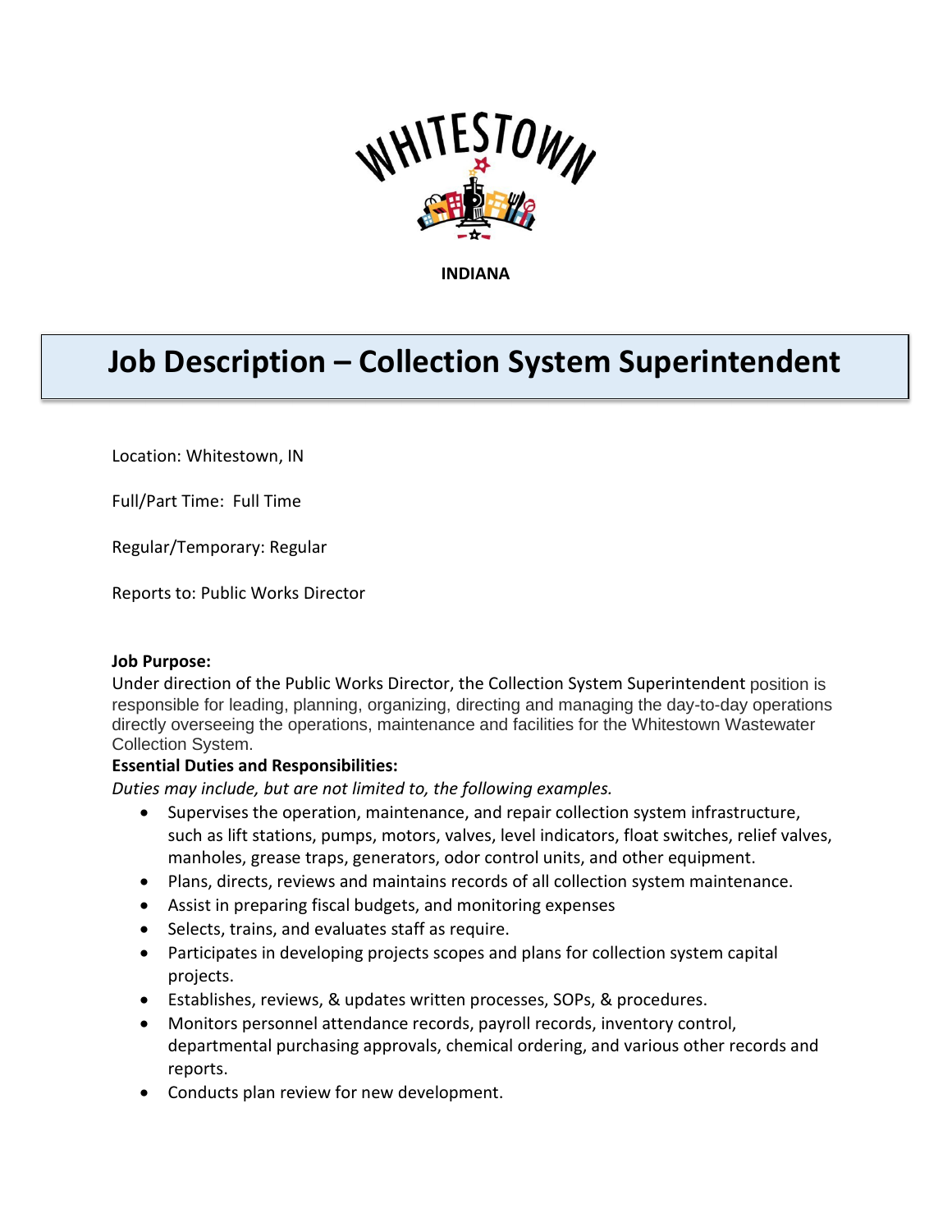WHITESTOWN

INDIANA

# Job Description – Collection System Superintendent

Location: Whitestown, IN

Full/Part Time: Full Time

Regular/Temporary: Regular

Reports to: Public Works Director

**Job Purpose:**
Under direction of the Public Works Director, the Collection System Superintendent position is responsible for leading, planning, organizing, directing and managing the day-to-day operations directly overseeing the operations, maintenance and facilities for the Whitestown Wastewater Collection System.

**Essential Duties and Responsibilities:**
*Duties may include, but are not limited to, the following examples.*

- Supervises the operation, maintenance, and repair collection system infrastructure, such as lift stations, pumps, motors, valves, level indicators, float switches, relief valves, manholes, grease traps, generators, odor control units, and other equipment.
- Plans, directs, reviews and maintains records of all collection system maintenance.
- Assist in preparing fiscal budgets, and monitoring expenses
- Selects, trains, and evaluates staff as require.
- Participates in developing projects scopes and plans for collection system capital projects.
- Establishes, reviews, & updates written processes, SOPs, & procedures.
- Monitors personnel attendance records, payroll records, inventory control, departmental purchasing approvals, chemical ordering, and various other records and reports.
- Conducts plan review for new development.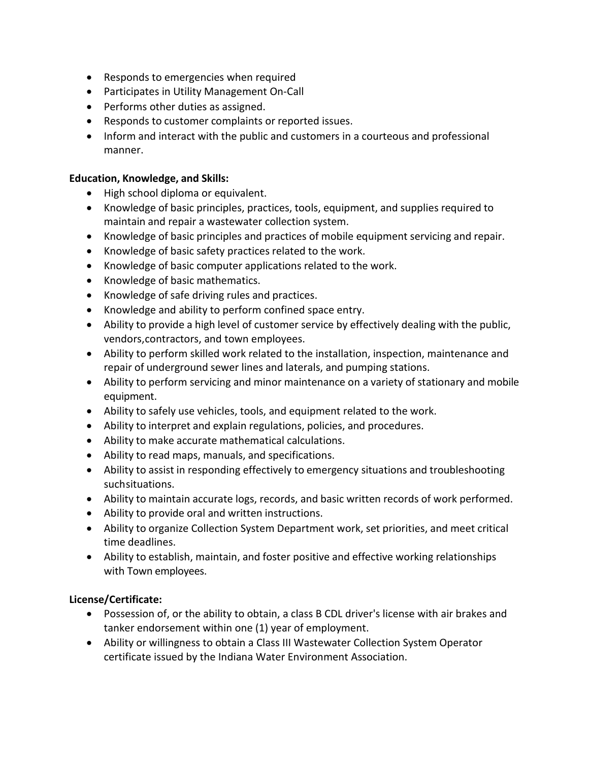- Responds to emergencies when required
- Participates in Utility Management On-Call
- Performs other duties as assigned.
- Responds to customer complaints or reported issues.
- Inform and interact with the public and customers in a courteous and professional manner.

**Education, Knowledge, and Skills:**

- High school diploma or equivalent.
- Knowledge of basic principles, practices, tools, equipment, and supplies required to maintain and repair a wastewater collection system.
- Knowledge of basic principles and practices of mobile equipment servicing and repair.
- Knowledge of basic safety practices related to the work.
- Knowledge of basic computer applications related to the work.
- Knowledge of basic mathematics.
- Knowledge of safe driving rules and practices.
- Knowledge and ability to perform confined space entry.
- Ability to provide a high level of customer service by effectively dealing with the public, vendors,contractors, and town employees.
- Ability to perform skilled work related to the installation, inspection, maintenance and repair of underground sewer lines and laterals, and pumping stations.
- Ability to perform servicing and minor maintenance on a variety of stationary and mobile equipment.
- Ability to safely use vehicles, tools, and equipment related to the work.
- Ability to interpret and explain regulations, policies, and procedures.
- Ability to make accurate mathematical calculations.
- Ability to read maps, manuals, and specifications.
- Ability to assist in responding effectively to emergency situations and troubleshooting suchsituations.
- Ability to maintain accurate logs, records, and basic written records of work performed.
- Ability to provide oral and written instructions.
- Ability to organize Collection System Department work, set priorities, and meet critical time deadlines.
- Ability to establish, maintain, and foster positive and effective working relationships with Town employees.

**License/Certificate:**

- Possession of, or the ability to obtain, a class B CDL driver's license with air brakes and tanker endorsement within one (1) year of employment.
- Ability or willingness to obtain a Class III Wastewater Collection System Operator certificate issued by the Indiana Water Environment Association.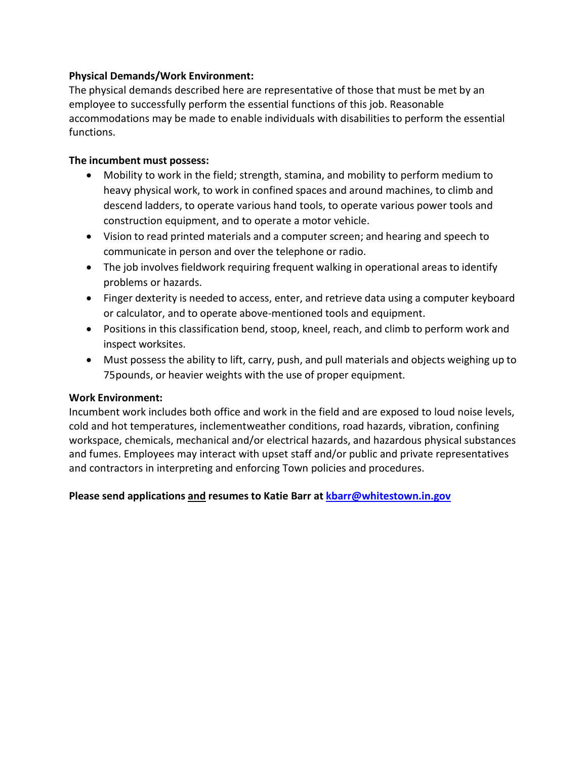**Physical Demands/Work Environment:**

The physical demands described here are representative of those that must be met by an employee to successfully perform the essential functions of this job. Reasonable accommodations may be made to enable individuals with disabilities to perform the essential functions.

**The incumbent must possess:**

- Mobility to work in the field; strength, stamina, and mobility to perform medium to heavy physical work, to work in confined spaces and around machines, to climb and descend ladders, to operate various hand tools, to operate various power tools and construction equipment, and to operate a motor vehicle.
- Vision to read printed materials and a computer screen; and hearing and speech to communicate in person and over the telephone or radio.
- The job involves fieldwork requiring frequent walking in operational areas to identify problems or hazards.
- Finger dexterity is needed to access, enter, and retrieve data using a computer keyboard or calculator, and to operate above-mentioned tools and equipment.
- Positions in this classification bend, stoop, kneel, reach, and climb to perform work and inspect worksites.
- Must possess the ability to lift, carry, push, and pull materials and objects weighing up to 75pounds, or heavier weights with the use of proper equipment.

**Work Environment:**

Incumbent work includes both office and work in the field and are exposed to loud noise levels, cold and hot temperatures, inclementweather conditions, road hazards, vibration, confining workspace, chemicals, mechanical and/or electrical hazards, and hazardous physical substances and fumes. Employees may interact with upset staff and/or public and private representatives and contractors in interpreting and enforcing Town policies and procedures.

**Please send applications <u>and</u> resumes to Katie Barr at [kbarr@whitestown.in.gov](mailto:kbarr@whitestown.in.gov)**